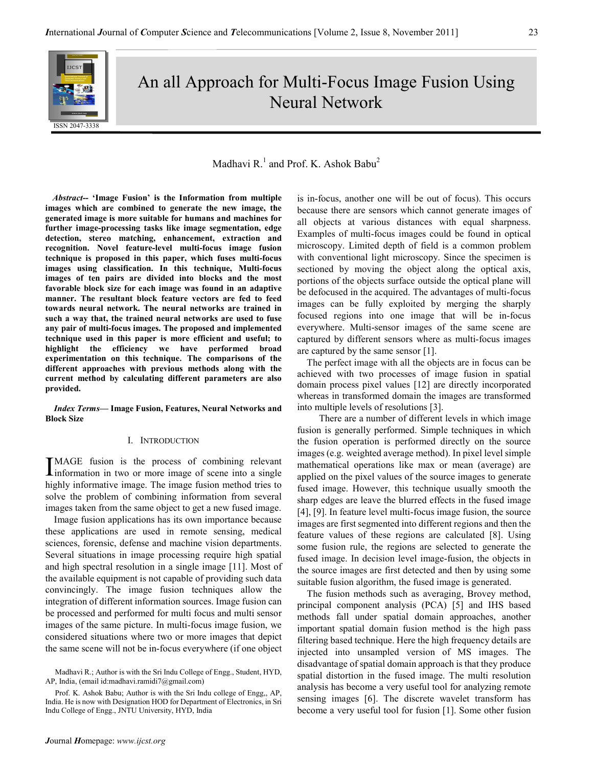# An all Approach for Multi-Focus Image Fusion Using Neural Network

Madhavi R.[1] and Prof. K. Ashok Babu[2]

***Abstract*— 'Image Fusion' is the Information from multiple images which are combined to generate the new image, the generated image is more suitable for humans and machines for further image-processing tasks like image segmentation, edge detection, stereo matching, enhancement, extraction and recognition. Novel feature-level multi-focus image fusion technique is proposed in this paper, which fuses multi-focus images using classification. In this technique, Multi-focus images of ten pairs are divided into blocks and the most favorable block size for each image was found in an adaptive manner. The resultant block feature vectors are fed to feed towards neural network. The neural networks are trained in such a way that, the trained neural networks are used to fuse any pair of multi-focus images. The proposed and implemented technique used in this paper is more efficient and useful; to highlight the efficiency we have performed broad experimentation on this technique. The comparisons of the different approaches with previous methods along with the current method by calculating different parameters are also provided.**

***Index Terms*— Image Fusion, Features, Neural Networks and Block Size**

## I. Introduction

IMAGE fusion is the process of combining relevant information in two or more image of scene into a single highly informative image. The image fusion method tries to solve the problem of combining information from several images taken from the same object to get a new fused image.

Image fusion applications has its own importance because these applications are used in remote sensing, medical sciences, forensic, defense and machine vision departments. Several situations in image processing require high spatial and high spectral resolution in a single image [11]. Most of the available equipment is not capable of providing such data convincingly. The image fusion techniques allow the integration of different information sources. Image fusion can be processed and performed for multi focus and multi sensor images of the same picture. In multi-focus image fusion, we considered situations where two or more images that depict the same scene will not be in-focus everywhere (if one object is in-focus, another one will be out of focus). This occurs because there are sensors which cannot generate images of all objects at various distances with equal sharpness. Examples of multi-focus images could be found in optical microscopy. Limited depth of field is a common problem with conventional light microscopy. Since the specimen is sectioned by moving the object along the optical axis, portions of the objects surface outside the optical plane will be defocused in the acquired. The advantages of multi-focus images can be fully exploited by merging the sharply focused regions into one image that will be in-focus everywhere. Multi-sensor images of the same scene are captured by different sensors where as multi-focus images are captured by the same sensor [1].

The perfect image with all the objects are in focus can be achieved with two processes of image fusion in spatial domain process pixel values [12] are directly incorporated whereas in transformed domain the images are transformed into multiple levels of resolutions [3].

There are a number of different levels in which image fusion is generally performed. Simple techniques in which the fusion operation is performed directly on the source images (e.g. weighted average method). In pixel level simple mathematical operations like max or mean (average) are applied on the pixel values of the source images to generate fused image. However, this technique usually smooth the sharp edges are leave the blurred effects in the fused image [4], [9]. In feature level multi-focus image fusion, the source images are first segmented into different regions and then the feature values of these regions are calculated [8]. Using some fusion rule, the regions are selected to generate the fused image. In decision level image-fusion, the objects in the source images are first detected and then by using some suitable fusion algorithm, the fused image is generated.

The fusion methods such as averaging, Brovey method, principal component analysis (PCA) [5] and IHS based methods fall under spatial domain approaches, another important spatial domain fusion method is the high pass filtering based technique. Here the high frequency details are injected into unsampled version of MS images. The disadvantage of spatial domain approach is that they produce spatial distortion in the fused image. The multi resolution analysis has become a very useful tool for analyzing remote sensing images [6]. The discrete wavelet transform has become a very useful tool for fusion [1]. Some other fusion

Madhavi R.; Author is with the Sri Indu College of Engg., Student, HYD, AP, India, (email id:madhavi.ramidi7@gmail.com)

Prof. K. Ashok Babu; Author is with the Sri Indu college of Engg,, AP, India. He is now with Designation HOD for Department of Electronics, in Sri Indu College of Engg., JNTU University, HYD, India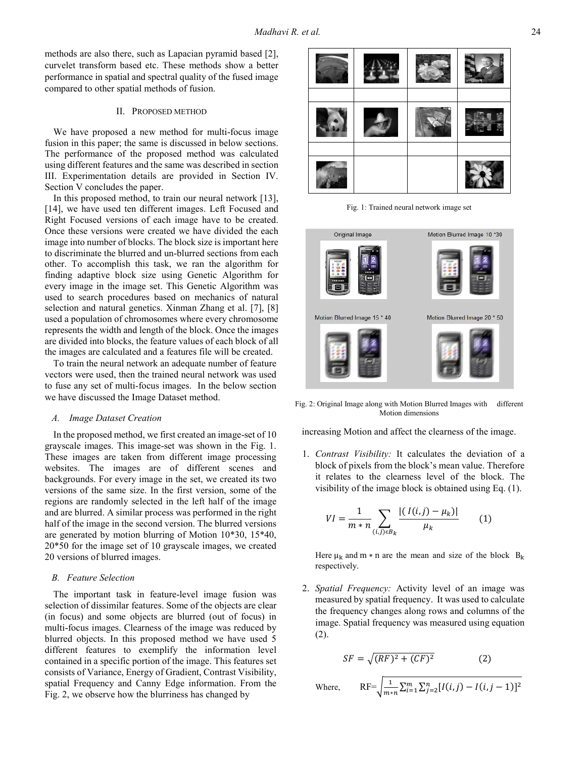methods are also there, such as Lapacian pyramid based [2], curvelet transform based etc. These methods show a better performance in spatial and spectral quality of the fused image compared to other spatial methods of fusion.

## II. PROPOSED METHOD

We have proposed a new method for multi-focus image fusion in this paper; the same is discussed in below sections. The performance of the proposed method was calculated using different features and the same was described in section III. Experimentation details are provided in Section IV. Section V concludes the paper.

In this proposed method, to train our neural network [13], [14], we have used ten different images. Left Focused and Right Focused versions of each image have to be created. Once these versions were created we have divided the each image into number of blocks. The block size is important here to discriminate the blurred and un-blurred sections from each other. To accomplish this task, we ran the algorithm for finding adaptive block size using Genetic Algorithm for every image in the image set. This Genetic Algorithm was used to search procedures based on mechanics of natural selection and natural genetics. Xinman Zhang et al. [7], [8] used a population of chromosomes where every chromosome represents the width and length of the block. Once the images are divided into blocks, the feature values of each block of all the images are calculated and a features file will be created.

To train the neural network an adequate number of feature vectors were used, then the trained neural network was used to fuse any set of multi-focus images. In the below section we have discussed the Image Dataset method.

### *A. Image Dataset Creation*

In the proposed method, we first created an image-set of 10 grayscale images. This image-set was shown in the Fig. 1. These images are taken from different image processing websites. The images are of different scenes and backgrounds. For every image in the set, we created its two versions of the same size. In the first version, some of the regions are randomly selected in the left half of the image and are blurred. A similar process was performed in the right half of the image in the second version. The blurred versions are generated by motion blurring of Motion 10*30, 15*40, 20*50 for the image set of 10 grayscale images, we created 20 versions of blurred images.

Fig. 1: Trained neural network image set

Fig. 2: Original Image along with Motion Blurred Images with different Motion dimensions

### *B. Feature Selection*

The important task in feature-level image fusion was selection of dissimilar features. Some of the objects are clear (in focus) and some objects are blurred (out of focus) in multi-focus images. Clearness of the image was reduced by blurred objects. In this proposed method we have used 5 different features to exemplify the information level contained in a specific portion of the image. This features set consists of Variance, Energy of Gradient, Contrast Visibility, spatial Frequency and Canny Edge information. From the Fig. 2, we observe how the blurriness has changed by increasing Motion and affect the clearness of the image.

1. *Contrast Visibility:* It calculates the deviation of a block of pixels from the block's mean value. Therefore it relates to the clearness level of the block. The visibility of the image block is obtained using Eq. (1).

$$VI = \frac{1}{m * n} \sum_{(i,j) \epsilon B_k} \frac{|( I(i,j) - \mu_k)|}{\mu_k} \quad (1)$$

Here $\mu_k$ and $m * n$ are the mean and size of the block $B_k$ respectively.

2. *Spatial Frequency:* Activity level of an image was measured by spatial frequency. It was used to calculate the frequency changes along rows and columns of the image. Spatial frequency was measured using equation (2).

$$SF = \sqrt{(RF)^2 + (CF)^2} \quad (2)$$

Where, $RF = \sqrt{\frac{1}{m*n} \sum_{i=1}^{m} \sum_{j=2}^{n} [I(i,j) - I(i,j-1)]^2}$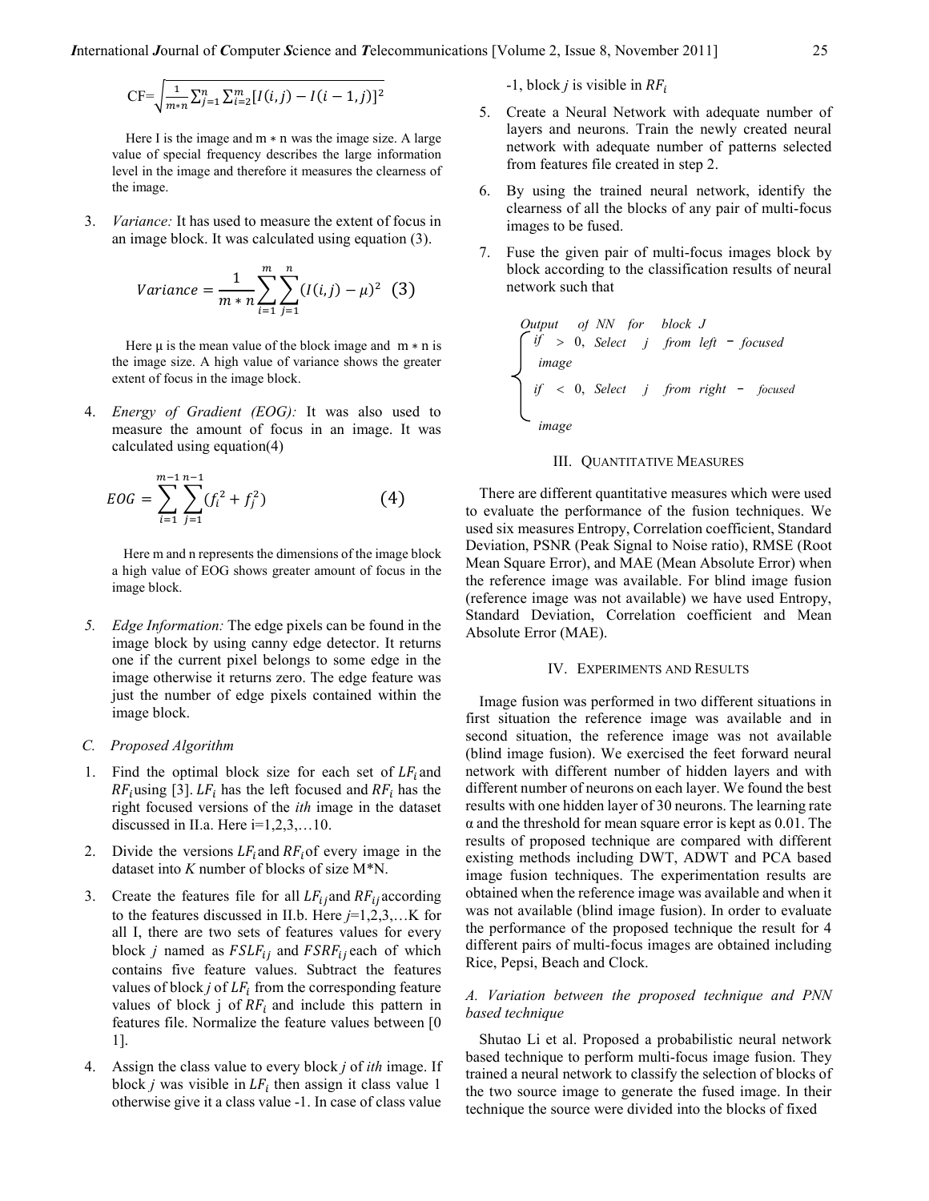$$CF=\sqrt{\frac{1}{m*n}\sum_{j=1}^{n}\sum_{i=2}^{m}[I(i,j)-I(i-1,j)]^2}$$

Here I is the image and m ∗ n was the image size. A large value of special frequency describes the large information level in the image and therefore it measures the clearness of the image.

3. *Variance:* It has used to measure the extent of focus in an image block. It was calculated using equation (3).

$$Variance=\frac{1}{m*n}\sum_{i=1}^{m}\sum_{j=1}^{n}(I(i,j)-\mu)^2 \quad (3)$$

Here μ is the mean value of the block image and m ∗ n is the image size. A high value of variance shows the greater extent of focus in the image block.

4. *Energy of Gradient (EOG):* It was also used to measure the amount of focus in an image. It was calculated using equation(4)

$$EOG=\sum_{i=1}^{m-1}\sum_{j=1}^{n-1}(f_i^2+f_j^2) \quad (4)$$

Here m and n represents the dimensions of the image block a high value of EOG shows greater amount of focus in the image block.

5. *Edge Information:* The edge pixels can be found in the image block by using canny edge detector. It returns one if the current pixel belongs to some edge in the image otherwise it returns zero. The edge feature was just the number of edge pixels contained within the image block.

### C. Proposed Algorithm

1. Find the optimal block size for each set of $LF_i$ and $RF_i$ using [3]. $LF_i$ has the left focused and $RF_i$ has the right focused versions of the *ith* image in the dataset discussed in II.a. Here i=1,2,3,…10.
2. Divide the versions $LF_i$ and $RF_i$ of every image in the dataset into *K* number of blocks of size M*N.
3. Create the features file for all $LF_{ij}$ and $RF_{ij}$ according to the features discussed in II.b. Here *j*=1,2,3,…K for all I, there are two sets of features values for every block *j* named as $FSLF_{ij}$ and $FSRF_{ij}$ each of which contains five feature values. Subtract the features values of block *j* of $LF_i$ from the corresponding feature values of block j of $RF_i$ and include this pattern in features file. Normalize the feature values between [0 1].
4. Assign the class value to every block *j* of *ith* image. If block *j* was visible in $LF_i$ then assign it class value 1 otherwise give it a class value -1. In case of class value -1, block *j* is visible in $RF_i$
5. Create a Neural Network with adequate number of layers and neurons. Train the newly created neural network with adequate number of patterns selected from features file created in step 2.
6. By using the trained neural network, identify the clearness of all the blocks of any pair of multi-focus images to be fused.
7. Fuse the given pair of multi-focus images block by block according to the classification results of neural network such that

$$\text{Output of NN for block } J \begin{cases} \text{if} > 0, \text{ Select } j \text{ from left - focused image} \\ \text{if} < 0, \text{ Select } j \text{ from right - focused image} \end{cases}$$

## III. Quantitative Measures

There are different quantitative measures which were used to evaluate the performance of the fusion techniques. We used six measures Entropy, Correlation coefficient, Standard Deviation, PSNR (Peak Signal to Noise ratio), RMSE (Root Mean Square Error), and MAE (Mean Absolute Error) when the reference image was available. For blind image fusion (reference image was not available) we have used Entropy, Standard Deviation, Correlation coefficient and Mean Absolute Error (MAE).

## IV. Experiments and Results

Image fusion was performed in two different situations in first situation the reference image was available and in second situation, the reference image was not available (blind image fusion). We exercised the feet forward neural network with different number of hidden layers and with different number of neurons on each layer. We found the best results with one hidden layer of 30 neurons. The learning rate α and the threshold for mean square error is kept as 0.01. The results of proposed technique are compared with different existing methods including DWT, ADWT and PCA based image fusion techniques. The experimentation results are obtained when the reference image was available and when it was not available (blind image fusion). In order to evaluate the performance of the proposed technique the result for 4 different pairs of multi-focus images are obtained including Rice, Pepsi, Beach and Clock.

### A. Variation between the proposed technique and PNN based technique

Shutao Li et al. Proposed a probabilistic neural network based technique to perform multi-focus image fusion. They trained a neural network to classify the selection of blocks of the two source image to generate the fused image. In their technique the source were divided into the blocks of fixed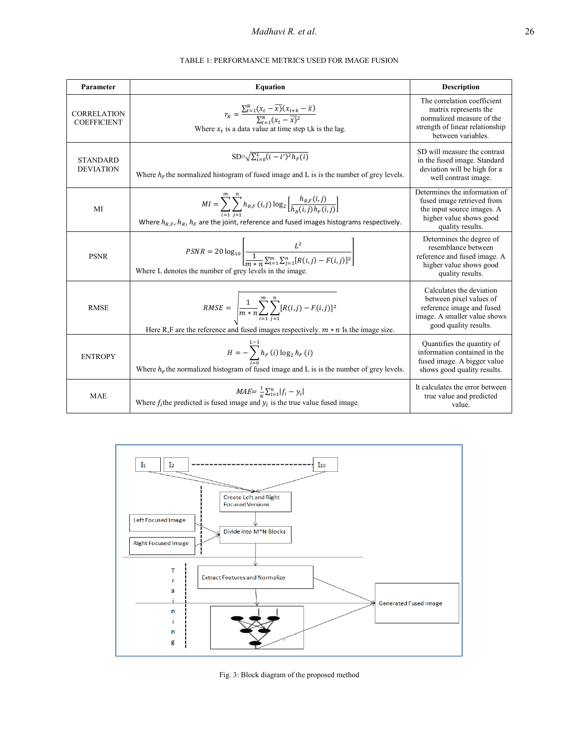TABLE 1: PERFORMANCE METRICS USED FOR IMAGE FUSION

| Parameter | Equation | Description |
|---|---|---|
| CORRELATION COEFFICIENT | $r_K = \frac{\sum_{t=1}^{N}(x_t - \bar{x})(x_{t+k} - \bar{x})}{\sum_{t=1}^{N}(x_t - \bar{x})^2}$ Where $x_t$ is a data value at time step t,k is the lag. | The correlation coefficient matrix represents the normalized measure of the strength of linear relationship between variables. |
| STANDARD DEVIATION | $SD=\sqrt{\sum_{i=0}^{L}(i-i')^2 h_F(i)}$ Where $h_F$ the normalized histogram of fused image and L is is the number of grey levels. | SD will measure the contrast in the fused image. Standard deviation will be high for a well contrast image. |
| MI | $MI = \sum_{i=1}^{m}\sum_{j=1}^{n} h_{R,F}(i,j) \log_2 \left[\frac{h_{R,F}(i,j)}{h_R(i,j) h_F(i,j)}\right]$ Where $h_{R,F}$, $h_R$, $h_F$ are the joint, reference and fused images histograms respectively. | Determines the information of fused image retrieved from the input source images. A higher value shows good quality results. |
| PSNR | $PSNR = 20\log_{10}\left[\frac{L^2}{\frac{1}{m*n}\sum_{i=1}^{m}\sum_{j=1}^{n}[R(i,j)-F(i,j)]^2}\right]$ Where L denotes the number of grey levels in the image. | Determines the degree of resemblance between reference and fused image. A higher value shows good quality results. |
| RMSE | $RMSE = \sqrt{\frac{1}{m*n}\sum_{i=1}^{m}\sum_{j=1}^{n}[R(i,j)-F(i,j)]^2}$ Here R,F are the reference and fused images respectively. $m*n$ Is the image size. | Calculates the deviation between pixel values of reference image and fused image. A smaller value shows good quality results. |
| ENTROPY | $H = -\sum_{i=0}^{L-1} h_F(i) \log_2 h_F(i)$ Where $h_F$ the normalized histogram of fused image and L is is the number of grey levels. | Quantifies the quantity of information contained in the fused image. A bigger value shows good quality results. |
| MAE | $MAE=\frac{1}{N}\sum_{i=1}^{n}\lvert f_i - y_i \rvert$ Where $f_i$the predicted is fused image and $y_i$ is the true value fused image. | It calculates the error between true value and predicted value. |

Fig. 3: Block diagram of the proposed method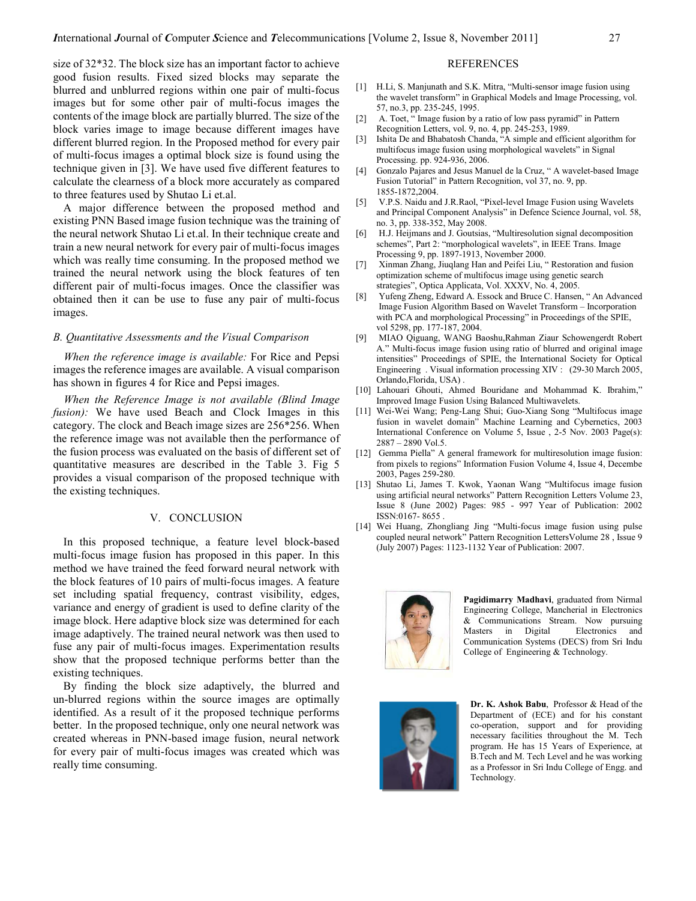size of 32*32. The block size has an important factor to achieve good fusion results. Fixed sized blocks may separate the blurred and unblurred regions within one pair of multi-focus images but for some other pair of multi-focus images the contents of the image block are partially blurred. The size of the block varies image to image because different images have different blurred region. In the Proposed method for every pair of multi-focus images a optimal block size is found using the technique given in [3]. We have used five different features to calculate the clearness of a block more accurately as compared to three features used by Shutao Li et.al.

A major difference between the proposed method and existing PNN Based image fusion technique was the training of the neural network Shutao Li et.al. In their technique create and train a new neural network for every pair of multi-focus images which was really time consuming. In the proposed method we trained the neural network using the block features of ten different pair of multi-focus images. Once the classifier was obtained then it can be use to fuse any pair of multi-focus images.

### *B. Quantitative Assessments and the Visual Comparison*

*When the reference image is available:* For Rice and Pepsi images the reference images are available. A visual comparison has shown in figures 4 for Rice and Pepsi images.

*When the Reference Image is not available (Blind Image fusion):* We have used Beach and Clock Images in this category. The clock and Beach image sizes are 256*256. When the reference image was not available then the performance of the fusion process was evaluated on the basis of different set of quantitative measures are described in the Table 3. Fig 5 provides a visual comparison of the proposed technique with the existing techniques.

## V. CONCLUSION

In this proposed technique, a feature level block-based multi-focus image fusion has proposed in this paper. In this method we have trained the feed forward neural network with the block features of 10 pairs of multi-focus images. A feature set including spatial frequency, contrast visibility, edges, variance and energy of gradient is used to define clarity of the image block. Here adaptive block size was determined for each image adaptively. The trained neural network was then used to fuse any pair of multi-focus images. Experimentation results show that the proposed technique performs better than the existing techniques.

By finding the block size adaptively, the blurred and un-blurred regions within the source images are optimally identified. As a result of it the proposed technique performs better. In the proposed technique, only one neural network was created whereas in PNN-based image fusion, neural network for every pair of multi-focus images was created which was really time consuming.

## REFERENCES

[1] H.Li, S. Manjunath and S.K. Mitra, "Multi-sensor image fusion using the wavelet transform" in Graphical Models and Image Processing, vol. 57, no.3, pp. 235-245, 1995.

[2] A. Toet, " Image fusion by a ratio of low pass pyramid" in Pattern Recognition Letters, vol. 9, no. 4, pp. 245-253, 1989.

[3] Ishita De and Bhabatosh Chanda, "A simple and efficient algorithm for multifocus image fusion using morphological wavelets" in Signal Processing. pp. 924-936, 2006.

[4] Gonzalo Pajares and Jesus Manuel de la Cruz, " A wavelet-based Image Fusion Tutorial" in Pattern Recognition, vol 37, no. 9, pp. 1855-1872,2004.

[5] V.P.S. Naidu and J.R.Raol, "Pixel-level Image Fusion using Wavelets and Principal Component Analysis" in Defence Science Journal, vol. 58, no. 3, pp. 338-352, May 2008.

[6] H.J. Heijmans and J. Goutsias, "Multiresolution signal decomposition schemes", Part 2: "morphological wavelets", in IEEE Trans. Image Processing 9, pp. 1897-1913, November 2000.

[7] Xinman Zhang, Jiuqlang Han and Peifei Liu, " Restoration and fusion optimization scheme of multifocus image using genetic search strategies", Optica Applicata, Vol. XXXV, No. 4, 2005.

[8] Yufeng Zheng, Edward A. Essock and Bruce C. Hansen, " An Advanced Image Fusion Algorithm Based on Wavelet Transform – Incorporation with PCA and morphological Processing" in Proceedings of the SPIE, vol 5298, pp. 177-187, 2004.

[9] MIAO Qiguang, WANG Baoshu,Rahman Ziaur Schowengerdt Robert A." Multi-focus image fusion using ratio of blurred and original image intensities" Proceedings of SPIE, the International Society for Optical Engineering . Visual information processing XIV : (29-30 March 2005, Orlando,Florida, USA) .

[10] Lahouari Ghouti, Ahmed Bouridane and Mohammad K. Ibrahim," Improved Image Fusion Using Balanced Multiwavelets.

[11] Wei-Wei Wang; Peng-Lang Shui; Guo-Xiang Song "Multifocus image fusion in wavelet domain" Machine Learning and Cybernetics, 2003 International Conference on Volume 5, Issue , 2-5 Nov. 2003 Page(s): 2887 – 2890 Vol.5.

[12] Gemma Piella" A general framework for multiresolution image fusion: from pixels to regions" Information Fusion Volume 4, Issue 4, Decembe 2003, Pages 259-280.

[13] Shutao Li, James T. Kwok, Yaonan Wang "Multifocus image fusion using artificial neural networks" Pattern Recognition Letters Volume 23, Issue 8 (June 2002) Pages: 985 - 997 Year of Publication: 2002 ISSN:0167- 8655 .

[14] Wei Huang, Zhongliang Jing "Multi-focus image fusion using pulse coupled neural network" Pattern Recognition LettersVolume 28 , Issue 9 (July 2007) Pages: 1123-1132 Year of Publication: 2007.

**Pagidimarry Madhavi**, graduated from Nirmal Engineering College, Mancherial in Electronics & Communications Stream. Now pursuing Masters in Digital Electronics and Communication Systems (DECS) from Sri Indu College of Engineering & Technology.

**Dr. K. Ashok Babu**, Professor & Head of the Department of (ECE) and for his constant co-operation, support and for providing necessary facilities throughout the M. Tech program. He has 15 Years of Experience, at B.Tech and M. Tech Level and he was working as a Professor in Sri Indu College of Engg. and Technology.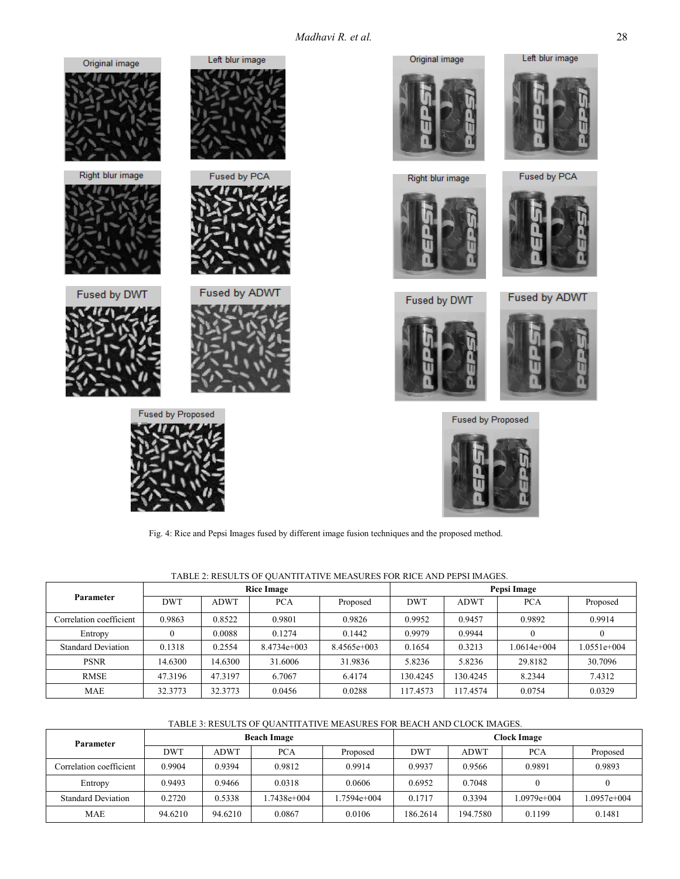Fig. 4: Rice and Pepsi Images fused by different image fusion techniques and the proposed method.

TABLE 2: RESULTS OF QUANTITATIVE MEASURES FOR RICE AND PEPSI IMAGES.

| Parameter | Rice Image | | | | Pepsi Image | | | |
|---|---|---|---|---|---|---|---|---|
| | DWT | ADWT | PCA | Proposed | DWT | ADWT | PCA | Proposed |
| Correlation coefficient | 0.9863 | 0.8522 | 0.9801 | 0.9826 | 0.9952 | 0.9457 | 0.9892 | 0.9914 |
| Entropy | 0 | 0.0088 | 0.1274 | 0.1442 | 0.9979 | 0.9944 | 0 | 0 |
| Standard Deviation | 0.1318 | 0.2554 | 8.4734e+003 | 8.4565e+003 | 0.1654 | 0.3213 | 1.0614e+004 | 1.0551e+004 |
| PSNR | 14.6300 | 14.6300 | 31.6006 | 31.9836 | 5.8236 | 5.8236 | 29.8182 | 30.7096 |
| RMSE | 47.3196 | 47.3197 | 6.7067 | 6.4174 | 130.4245 | 130.4245 | 8.2344 | 7.4312 |
| MAE | 32.3773 | 32.3773 | 0.0456 | 0.0288 | 117.4573 | 117.4574 | 0.0754 | 0.0329 |

TABLE 3: RESULTS OF QUANTITATIVE MEASURES FOR BEACH AND CLOCK IMAGES.

| Parameter | Beach Image | | | | Clock Image | | | |
|---|---|---|---|---|---|---|---|---|
| | DWT | ADWT | PCA | Proposed | DWT | ADWT | PCA | Proposed |
| Correlation coefficient | 0.9904 | 0.9394 | 0.9812 | 0.9914 | 0.9937 | 0.9566 | 0.9891 | 0.9893 |
| Entropy | 0.9493 | 0.9466 | 0.0318 | 0.0606 | 0.6952 | 0.7048 | 0 | 0 |
| Standard Deviation | 0.2720 | 0.5338 | 1.7438e+004 | 1.7594e+004 | 0.1717 | 0.3394 | 1.0979e+004 | 1.0957e+004 |
| MAE | 94.6210 | 94.6210 | 0.0867 | 0.0106 | 186.2614 | 194.7580 | 0.1199 | 0.1481 |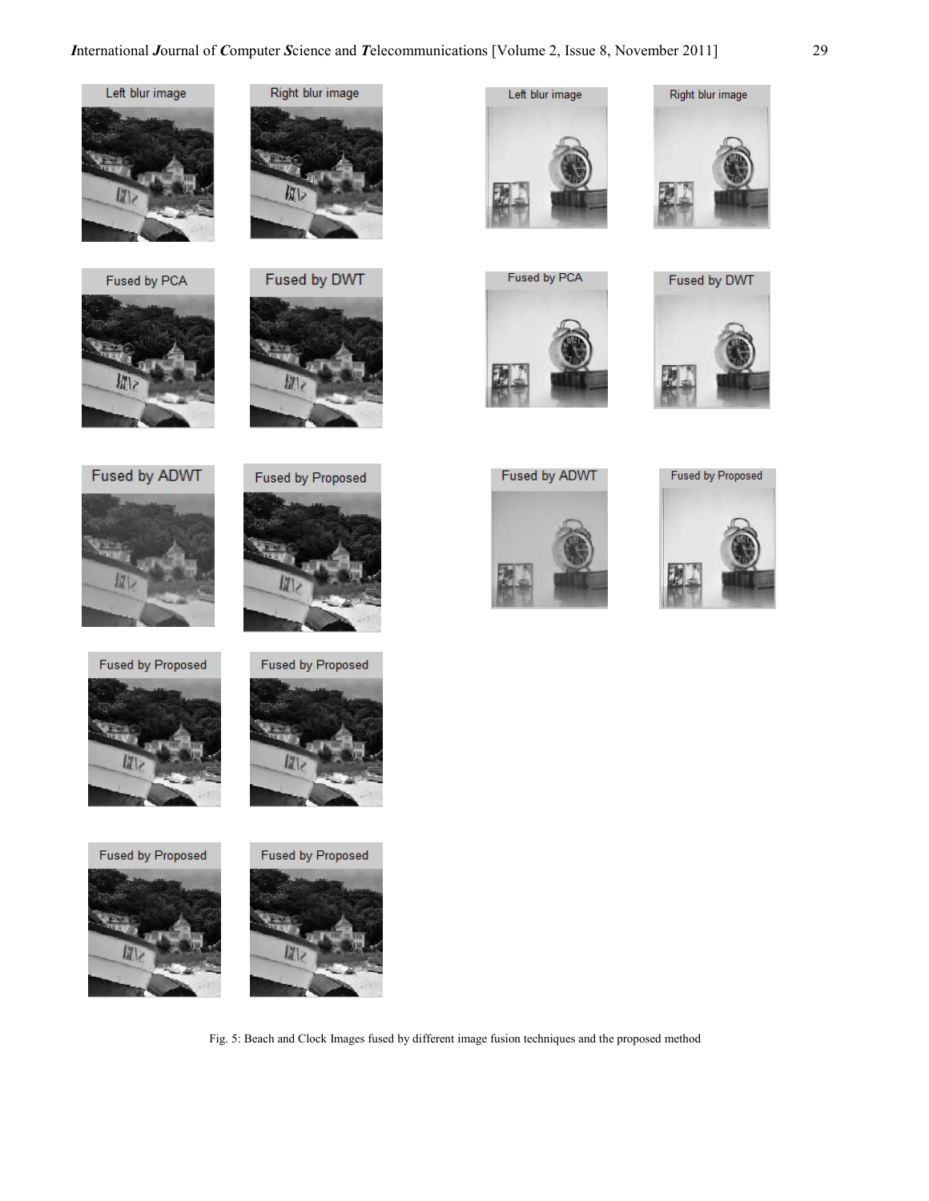Left blur image

Right blur image

Fused by PCA

Fused by DWT

Fused by ADWT

Fused by Proposed

Fused by Proposed

Fused by Proposed

Fused by Proposed

Fused by Proposed

Left blur image

Right blur image

Fused by PCA

Fused by DWT

Fused by ADWT

Fused by Proposed

Fig. 5: Beach and Clock Images fused by different image fusion techniques and the proposed method